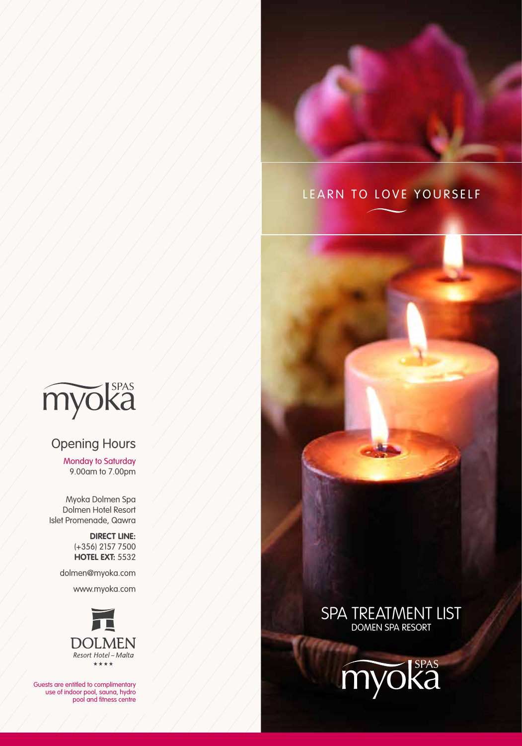# LEARN TO LOVE YOURSELF

## SPA TREATMENT LIST
DOMEN SPA RESORT

myoka SPAS

myoka SPAS

## Opening Hours

Monday to Saturday
9.00am to 7.00pm

Myoka Dolmen Spa
Dolmen Hotel Resort
Islet Promenade, Qawra

**DIRECT LINE:**
(+356) 2157 7500
**HOTEL EXT:** 5532

dolmen@myoka.com

www.myoka.com

DOLMEN
*Resort Hotel ~ Malta*
★★★★

Guests are entitled to complimentary use of indoor pool, sauna, hydro pool and fitness centre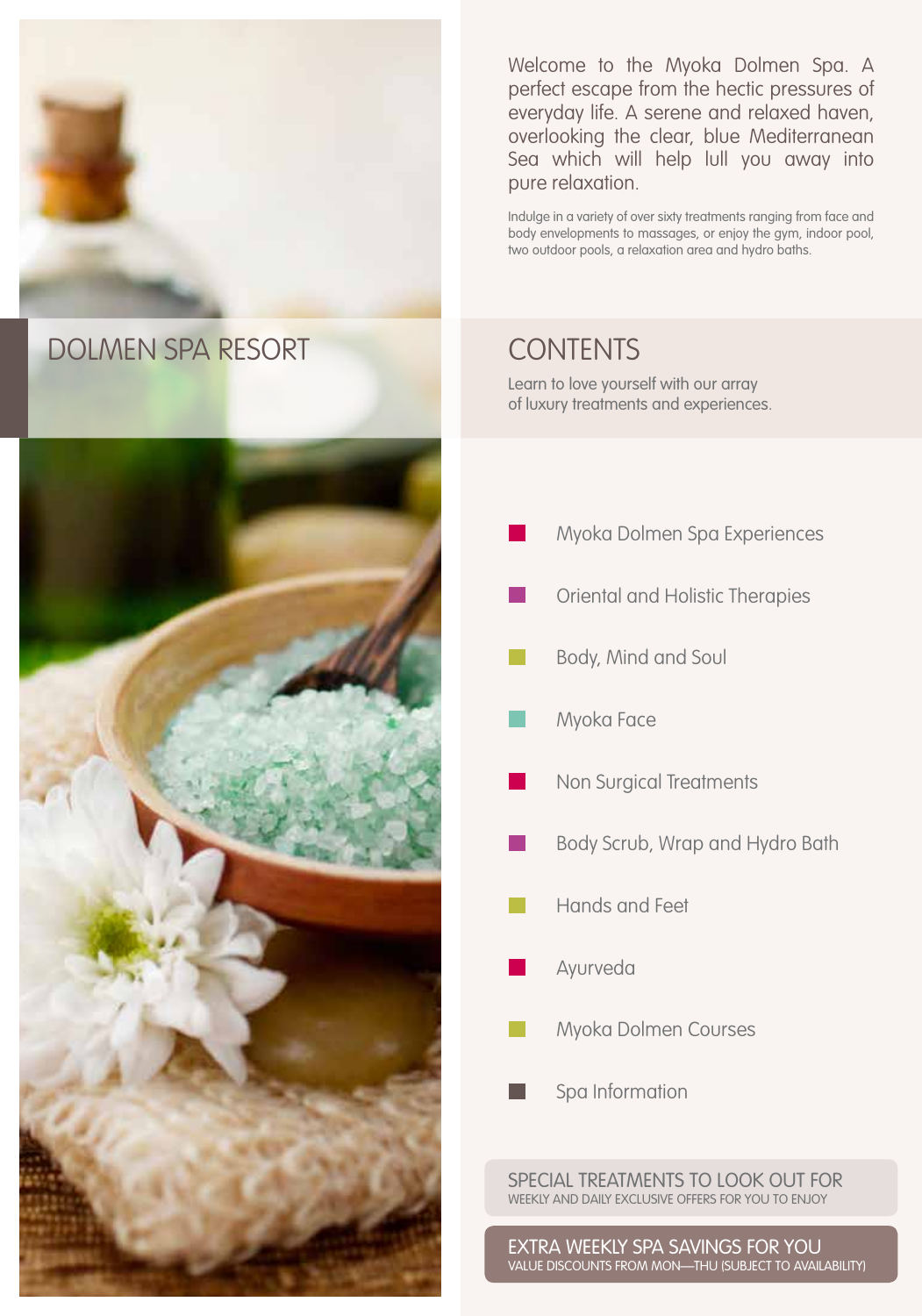Welcome to the Myoka Dolmen Spa. A perfect escape from the hectic pressures of everyday life. A serene and relaxed haven, overlooking the clear, blue Mediterranean Sea which will help lull you away into pure relaxation.

Indulge in a variety of over sixty treatments ranging from face and body envelopments to massages, or enjoy the gym, indoor pool, two outdoor pools, a relaxation area and hydro baths.

# DOLMEN SPA RESORT

## CONTENTS

Learn to love yourself with our array of luxury treatments and experiences.

- Myoka Dolmen Spa Experiences
- Oriental and Holistic Therapies
- Body, Mind and Soul
- Myoka Face
- Non Surgical Treatments
- Body Scrub, Wrap and Hydro Bath
- Hands and Feet
- Ayurveda
- Myoka Dolmen Courses
- Spa Information

**SPECIAL TREATMENTS TO LOOK OUT FOR**
WEEKLY AND DAILY EXCLUSIVE OFFERS FOR YOU TO ENJOY

**EXTRA WEEKLY SPA SAVINGS FOR YOU**
VALUE DISCOUNTS FROM MON—THU (SUBJECT TO AVAILABILITY)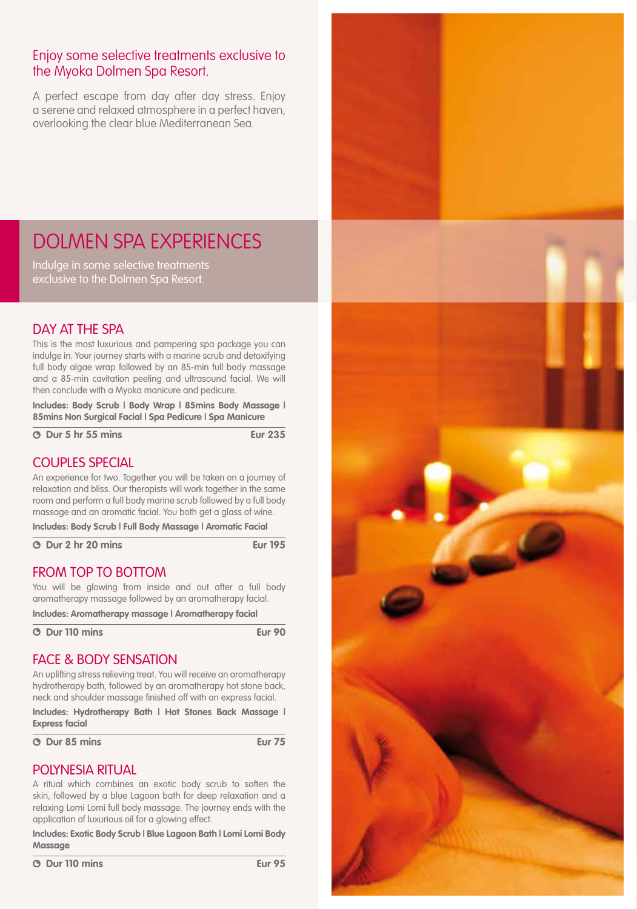Enjoy some selective treatments exclusive to the Myoka Dolmen Spa Resort.

A perfect escape from day after day stress. Enjoy a serene and relaxed atmosphere in a perfect haven, overlooking the clear blue Mediterranean Sea.

# DOLMEN SPA EXPERIENCES

Indulge in some selective treatments exclusive to the Dolmen Spa Resort.

## DAY AT THE SPA

This is the most luxurious and pampering spa package you can indulge in. Your journey starts with a marine scrub and detoxifying full body algae wrap followed by an 85-min full body massage and a 85-min cavitation peeling and ultrasound facial. We will then conclude with a Myoka manicure and pedicure.

**Includes: Body Scrub | Body Wrap | 85mins Body Massage | 85mins Non Surgical Facial | Spa Pedicure | Spa Manicure**

**Dur 5 hr 55 mins** — **Eur 235**

## COUPLES SPECIAL

An experience for two. Together you will be taken on a journey of relaxation and bliss. Our therapists will work together in the same room and perform a full body marine scrub followed by a full body massage and an aromatic facial. You both get a glass of wine.

**Includes: Body Scrub | Full Body Massage | Aromatic Facial**

**Dur 2 hr 20 mins** — **Eur 195**

## FROM TOP TO BOTTOM

You will be glowing from inside and out after a full body aromatherapy massage followed by an aromatherapy facial.

**Includes: Aromatherapy massage | Aromatherapy facial**

**Dur 110 mins** — **Eur 90**

## FACE & BODY SENSATION

An uplifting stress relieving treat. You will receive an aromatherapy hydrotherapy bath, followed by an aromatherapy hot stone back, neck and shoulder massage finished off with an express facial.

**Includes: Hydrotherapy Bath | Hot Stones Back Massage | Express facial**

**Dur 85 mins** — **Eur 75**

## POLYNESIA RITUAL

A ritual which combines an exotic body scrub to soften the skin, followed by a blue Lagoon bath for deep relaxation and a relaxing Lomi Lomi full body massage. The journey ends with the application of luxurious oil for a glowing effect.

**Includes: Exotic Body Scrub | Blue Lagoon Bath | Lomi Lomi Body Massage**

**Dur 110 mins** — **Eur 95**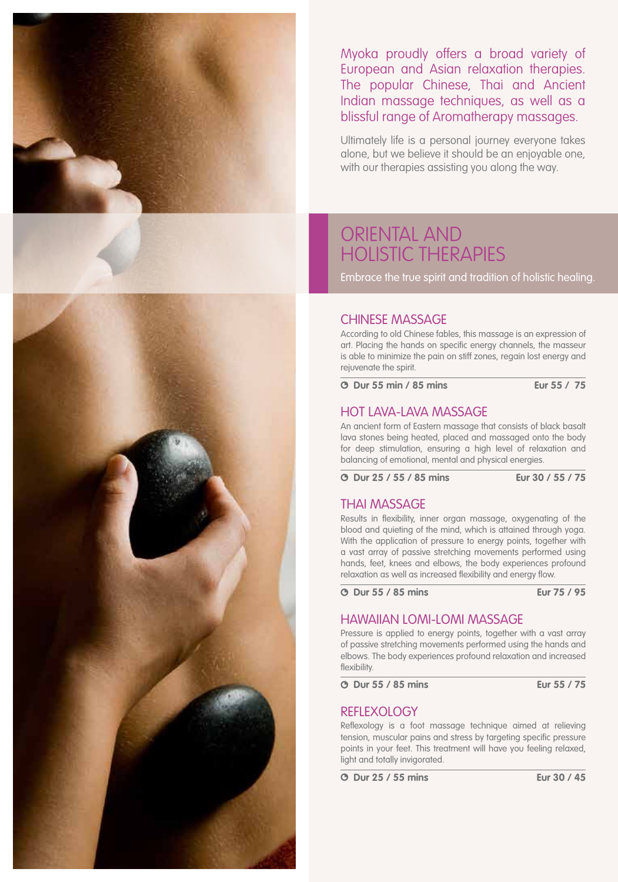Myoka proudly offers a broad variety of European and Asian relaxation therapies. The popular Chinese, Thai and Ancient Indian massage techniques, as well as a blissful range of Aromatherapy massages.

Ultimately life is a personal journey everyone takes alone, but we believe it should be an enjoyable one, with our therapies assisting you along the way.

# ORIENTAL AND HOLISTIC THERAPIES

Embrace the true spirit and tradition of holistic healing.

## CHINESE MASSAGE

According to old Chinese fables, this massage is an expression of art. Placing the hands on specific energy channels, the masseur is able to minimize the pain on stiff zones, regain lost energy and rejuvenate the spirit.

**Dur 55 min / 85 mins** — **Eur 55 / 75**

## HOT LAVA-LAVA MASSAGE

An ancient form of Eastern massage that consists of black basalt lava stones being heated, placed and massaged onto the body for deep stimulation, ensuring a high level of relaxation and balancing of emotional, mental and physical energies.

**Dur 25 / 55 / 85 mins** — **Eur 30 / 55 / 75**

## THAI MASSAGE

Results in flexibility, inner organ massage, oxygenating of the blood and quieting of the mind, which is attained through yoga. With the application of pressure to energy points, together with a vast array of passive stretching movements performed using hands, feet, knees and elbows, the body experiences profound relaxation as well as increased flexibility and energy flow.

**Dur 55 / 85 mins** — **Eur 75 / 95**

## HAWAIIAN LOMI-LOMI MASSAGE

Pressure is applied to energy points, together with a vast array of passive stretching movements performed using the hands and elbows. The body experiences profound relaxation and increased flexibility.

**Dur 55 / 85 mins** — **Eur 55 / 75**

## REFLEXOLOGY

Reflexology is a foot massage technique aimed at relieving tension, muscular pains and stress by targeting specific pressure points in your feet. This treatment will have you feeling relaxed, light and totally invigorated.

**Dur 25 / 55 mins** — **Eur 30 / 45**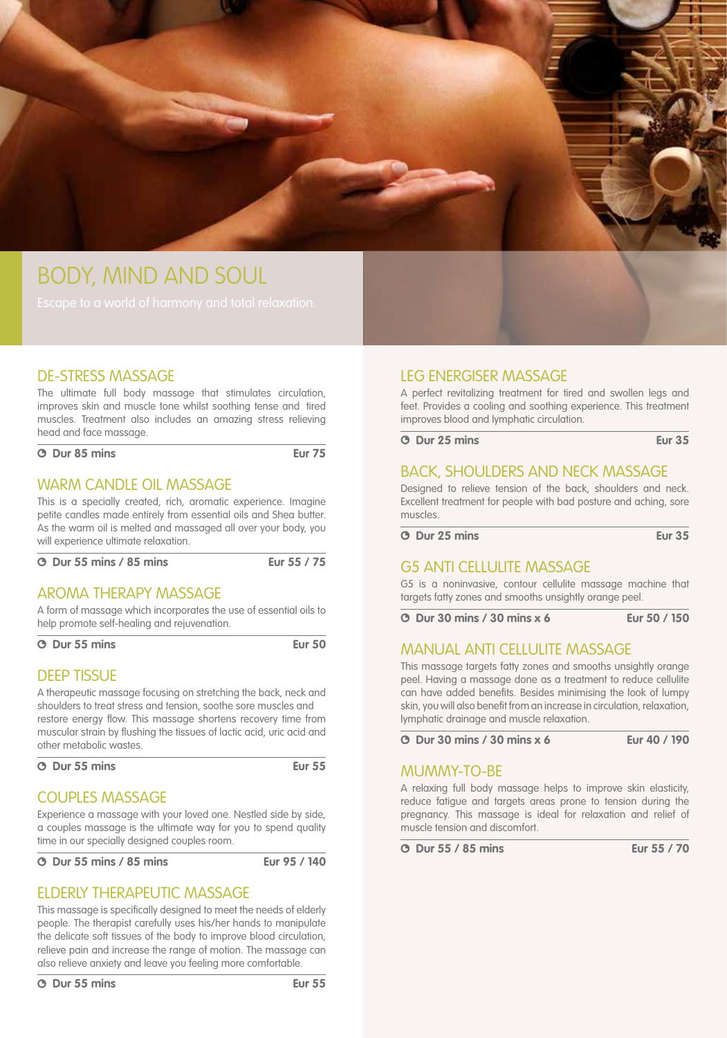# BODY, MIND AND SOUL

Escape to a world of harmony and total relaxation.

## DE-STRESS MASSAGE

The ultimate full body massage that stimulates circulation, improves skin and muscle tone whilst soothing tense and tired muscles. Treatment also includes an amazing stress relieving head and face massage.

**Dur 85 mins** — **Eur 75**

## WARM CANDLE OIL MASSAGE

This is a specially created, rich, aromatic experience. Imagine petite candles made entirely from essential oils and Shea butter. As the warm oil is melted and massaged all over your body, you will experience ultimate relaxation.

**Dur 55 mins / 85 mins** — **Eur 55 / 75**

## AROMA THERAPY MASSAGE

A form of massage which incorporates the use of essential oils to help promote self-healing and rejuvenation.

**Dur 55 mins** — **Eur 50**

## DEEP TISSUE

A therapeutic massage focusing on stretching the back, neck and shoulders to treat stress and tension, soothe sore muscles and restore energy flow. This massage shortens recovery time from muscular strain by flushing the tissues of lactic acid, uric acid and other metabolic wastes.

**Dur 55 mins** — **Eur 55**

## COUPLES MASSAGE

Experience a massage with your loved one. Nestled side by side, a couples massage is the ultimate way for you to spend quality time in our specially designed couples room.

**Dur 55 mins / 85 mins** — **Eur 95 / 140**

## ELDERLY THERAPEUTIC MASSAGE

This massage is specifically designed to meet the needs of elderly people. The therapist carefully uses his/her hands to manipulate the delicate soft tissues of the body to improve blood circulation, relieve pain and increase the range of motion. The massage can also relieve anxiety and leave you feeling more comfortable.

**Dur 55 mins** — **Eur 55**

## LEG ENERGISER MASSAGE

A perfect revitalizing treatment for tired and swollen legs and feet. Provides a cooling and soothing experience. This treatment improves blood and lymphatic circulation.

**Dur 25 mins** — **Eur 35**

## BACK, SHOULDERS AND NECK MASSAGE

Designed to relieve tension of the back, shoulders and neck. Excellent treatment for people with bad posture and aching, sore muscles.

**Dur 25 mins** — **Eur 35**

## G5 ANTI CELLULITE MASSAGE

G5 is a noninvasive, contour cellulite massage machine that targets fatty zones and smooths unsightly orange peel.

**Dur 30 mins / 30 mins x 6** — **Eur 50 / 150**

## MANUAL ANTI CELLULITE MASSAGE

This massage targets fatty zones and smooths unsightly orange peel. Having a massage done as a treatment to reduce cellulite can have added benefits. Besides minimising the look of lumpy skin, you will also benefit from an increase in circulation, relaxation, lymphatic drainage and muscle relaxation.

**Dur 30 mins / 30 mins x 6** — **Eur 40 / 190**

## MUMMY-TO-BE

A relaxing full body massage helps to improve skin elasticity, reduce fatigue and targets areas prone to tension during the pregnancy. This massage is ideal for relaxation and relief of muscle tension and discomfort.

**Dur 55 / 85 mins** — **Eur 55 / 70**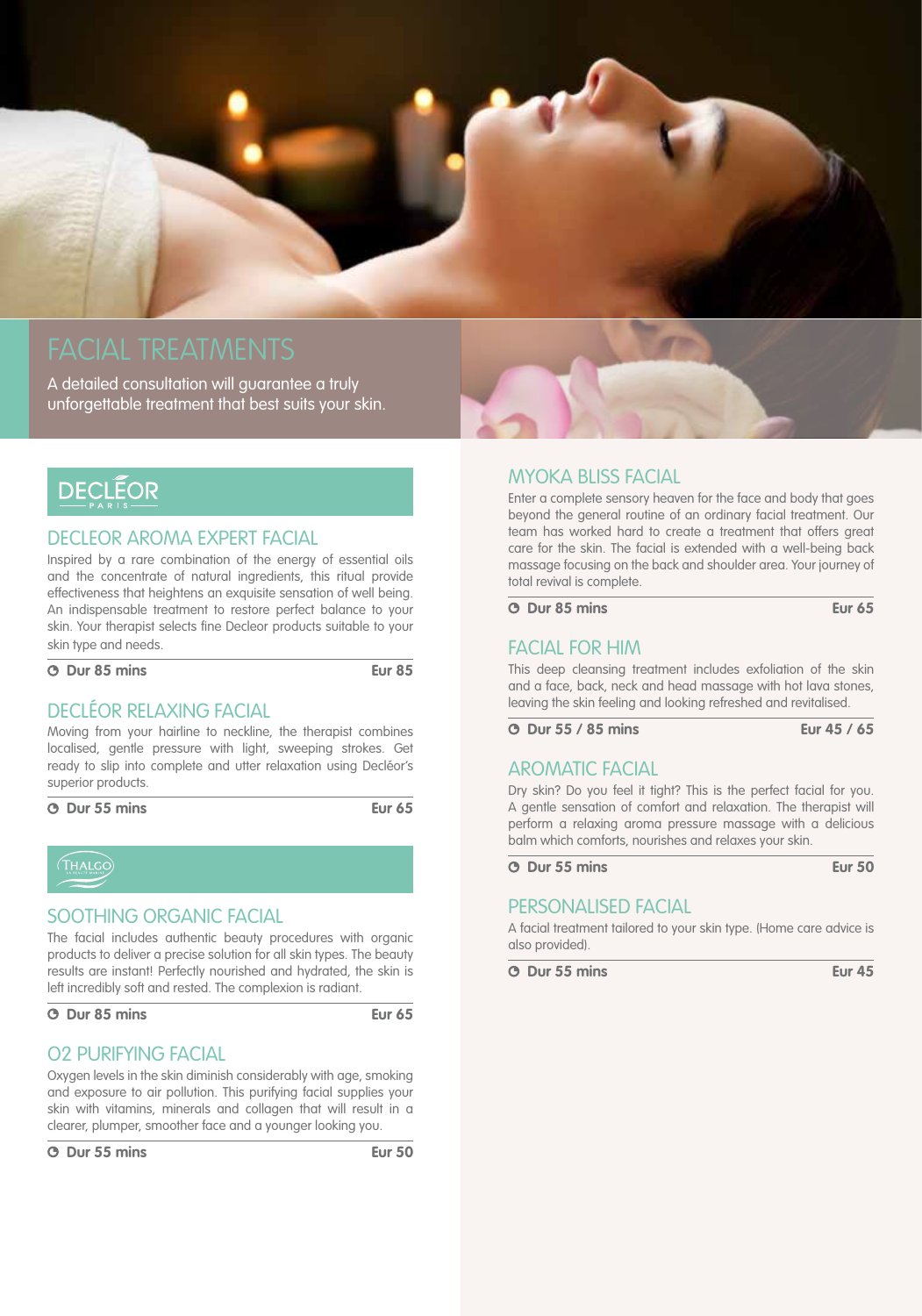# FACIAL TREATMENTS

A detailed consultation will guarantee a truly unforgettable treatment that best suits your skin.

DECLÉOR PARIS

## DECLEOR AROMA EXPERT FACIAL

Inspired by a rare combination of the energy of essential oils and the concentrate of natural ingredients, this ritual provide effectiveness that heightens an exquisite sensation of well being. An indispensable treatment to restore perfect balance to your skin. Your therapist selects fine Decleor products suitable to your skin type and needs.

**Dur 85 mins** — **Eur 85**

## DECLÉOR RELAXING FACIAL

Moving from your hairline to neckline, the therapist combines localised, gentle pressure with light, sweeping strokes. Get ready to slip into complete and utter relaxation using Decléor's superior products.

**Dur 55 mins** — **Eur 65**

THALGO

## SOOTHING ORGANIC FACIAL

The facial includes authentic beauty procedures with organic products to deliver a precise solution for all skin types. The beauty results are instant! Perfectly nourished and hydrated, the skin is left incredibly soft and rested. The complexion is radiant.

**Dur 85 mins** — **Eur 65**

## O2 PURIFYING FACIAL

Oxygen levels in the skin diminish considerably with age, smoking and exposure to air pollution. This purifying facial supplies your skin with vitamins, minerals and collagen that will result in a clearer, plumper, smoother face and a younger looking you.

**Dur 55 mins** — **Eur 50**

## MYOKA BLISS FACIAL

Enter a complete sensory heaven for the face and body that goes beyond the general routine of an ordinary facial treatment. Our team has worked hard to create a treatment that offers great care for the skin. The facial is extended with a well-being back massage focusing on the back and shoulder area. Your journey of total revival is complete.

**Dur 85 mins** — **Eur 65**

## FACIAL FOR HIM

This deep cleansing treatment includes exfoliation of the skin and a face, back, neck and head massage with hot lava stones, leaving the skin feeling and looking refreshed and revitalised.

**Dur 55 / 85 mins** — **Eur 45 / 65**

## AROMATIC FACIAL

Dry skin? Do you feel it tight? This is the perfect facial for you. A gentle sensation of comfort and relaxation. The therapist will perform a relaxing aroma pressure massage with a delicious balm which comforts, nourishes and relaxes your skin.

**Dur 55 mins** — **Eur 50**

## PERSONALISED FACIAL

A facial treatment tailored to your skin type. (Home care advice is also provided).

**Dur 55 mins** — **Eur 45**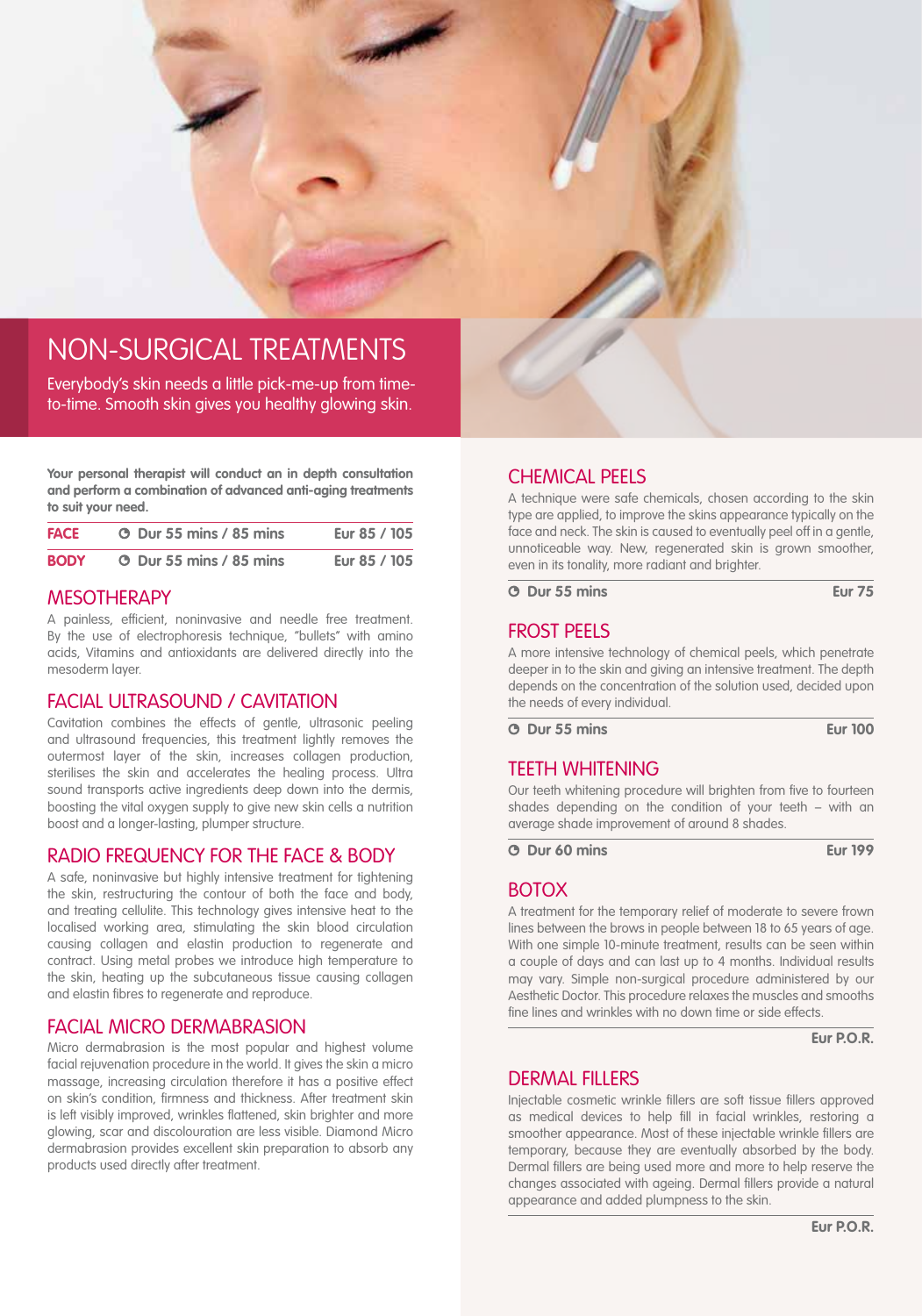# NON-SURGICAL TREATMENTS

Everybody's skin needs a little pick-me-up from time-to-time. Smooth skin gives you healthy glowing skin.

**Your personal therapist will conduct an in depth consultation and perform a combination of advanced anti-aging treatments to suit your need.**

| | | |
|---|---|---|
| **FACE** | **Dur 55 mins / 85 mins** | **Eur 85 / 105** |
| **BODY** | **Dur 55 mins / 85 mins** | **Eur 85 / 105** |

## MESOTHERAPY

A painless, efficient, noninvasive and needle free treatment. By the use of electrophoresis technique, "bullets" with amino acids, Vitamins and antioxidants are delivered directly into the mesoderm layer.

## FACIAL ULTRASOUND / CAVITATION

Cavitation combines the effects of gentle, ultrasonic peeling and ultrasound frequencies, this treatment lightly removes the outermost layer of the skin, increases collagen production, sterilises the skin and accelerates the healing process. Ultra sound transports active ingredients deep down into the dermis, boosting the vital oxygen supply to give new skin cells a nutrition boost and a longer-lasting, plumper structure.

## RADIO FREQUENCY FOR THE FACE & BODY

A safe, noninvasive but highly intensive treatment for tightening the skin, restructuring the contour of both the face and body, and treating cellulite. This technology gives intensive heat to the localised working area, stimulating the skin blood circulation causing collagen and elastin production to regenerate and contract. Using metal probes we introduce high temperature to the skin, heating up the subcutaneous tissue causing collagen and elastin fibres to regenerate and reproduce.

## FACIAL MICRO DERMABRASION

Micro dermabrasion is the most popular and highest volume facial rejuvenation procedure in the world. It gives the skin a micro massage, increasing circulation therefore it has a positive effect on skin's condition, firmness and thickness. After treatment skin is left visibly improved, wrinkles flattened, skin brighter and more glowing, scar and discolouration are less visible. Diamond Micro dermabrasion provides excellent skin preparation to absorb any products used directly after treatment.

## CHEMICAL PEELS

A technique were safe chemicals, chosen according to the skin type are applied, to improve the skins appearance typically on the face and neck. The skin is caused to eventually peel off in a gentle, unnoticeable way. New, regenerated skin is grown smoother, even in its tonality, more radiant and brighter.

**Dur 55 mins** — **Eur 75**

## FROST PEELS

A more intensive technology of chemical peels, which penetrate deeper in to the skin and giving an intensive treatment. The depth depends on the concentration of the solution used, decided upon the needs of every individual.

**Dur 55 mins** — **Eur 100**

## TEETH WHITENING

Our teeth whitening procedure will brighten from five to fourteen shades depending on the condition of your teeth – with an average shade improvement of around 8 shades.

**Dur 60 mins** — **Eur 199**

## BOTOX

A treatment for the temporary relief of moderate to severe frown lines between the brows in people between 18 to 65 years of age. With one simple 10-minute treatment, results can be seen within a couple of days and can last up to 4 months. Individual results may vary. Simple non-surgical procedure administered by our Aesthetic Doctor. This procedure relaxes the muscles and smooths fine lines and wrinkles with no down time or side effects.

**Eur P.O.R.**

## DERMAL FILLERS

Injectable cosmetic wrinkle fillers are soft tissue fillers approved as medical devices to help fill in facial wrinkles, restoring a smoother appearance. Most of these injectable wrinkle fillers are temporary, because they are eventually absorbed by the body. Dermal fillers are being used more and more to help reserve the changes associated with ageing. Dermal fillers provide a natural appearance and added plumpness to the skin.

**Eur P.O.R.**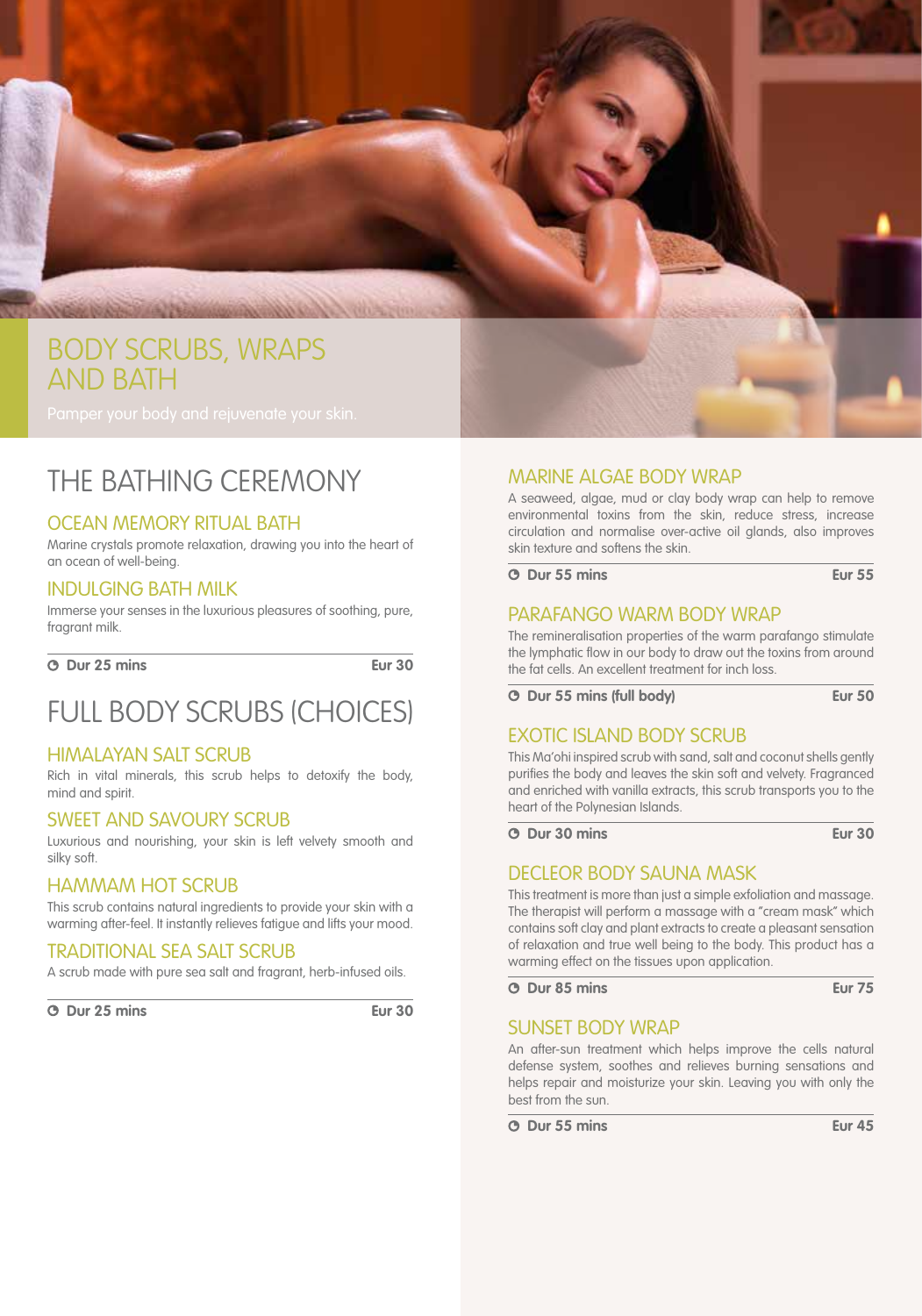# BODY SCRUBS, WRAPS AND BATH

Pamper your body and rejuvenate your skin.

## THE BATHING CEREMONY

### OCEAN MEMORY RITUAL BATH

Marine crystals promote relaxation, drawing you into the heart of an ocean of well-being.

### INDULGING BATH MILK

Immerse your senses in the luxurious pleasures of soothing, pure, fragrant milk.

**Dur 25 mins** — **Eur 30**

## FULL BODY SCRUBS (CHOICES)

### HIMALAYAN SALT SCRUB

Rich in vital minerals, this scrub helps to detoxify the body, mind and spirit.

### SWEET AND SAVOURY SCRUB

Luxurious and nourishing, your skin is left velvety smooth and silky soft.

### HAMMAM HOT SCRUB

This scrub contains natural ingredients to provide your skin with a warming after-feel. It instantly relieves fatigue and lifts your mood.

### TRADITIONAL SEA SALT SCRUB

A scrub made with pure sea salt and fragrant, herb-infused oils.

**Dur 25 mins** — **Eur 30**

### MARINE ALGAE BODY WRAP

A seaweed, algae, mud or clay body wrap can help to remove environmental toxins from the skin, reduce stress, increase circulation and normalise over-active oil glands, also improves skin texture and softens the skin.

**Dur 55 mins** — **Eur 55**

### PARAFANGO WARM BODY WRAP

The remineralisation properties of the warm parafango stimulate the lymphatic flow in our body to draw out the toxins from around the fat cells. An excellent treatment for inch loss.

**Dur 55 mins (full body)** — **Eur 50**

### EXOTIC ISLAND BODY SCRUB

This Ma'ohi inspired scrub with sand, salt and coconut shells gently purifies the body and leaves the skin soft and velvety. Fragranced and enriched with vanilla extracts, this scrub transports you to the heart of the Polynesian Islands.

**Dur 30 mins** — **Eur 30**

### DECLEOR BODY SAUNA MASK

This treatment is more than just a simple exfoliation and massage. The therapist will perform a massage with a "cream mask" which contains soft clay and plant extracts to create a pleasant sensation of relaxation and true well being to the body. This product has a warming effect on the tissues upon application.

**Dur 85 mins** — **Eur 75**

### SUNSET BODY WRAP

An after-sun treatment which helps improve the cells natural defense system, soothes and relieves burning sensations and helps repair and moisturize your skin. Leaving you with only the best from the sun.

**Dur 55 mins** — **Eur 45**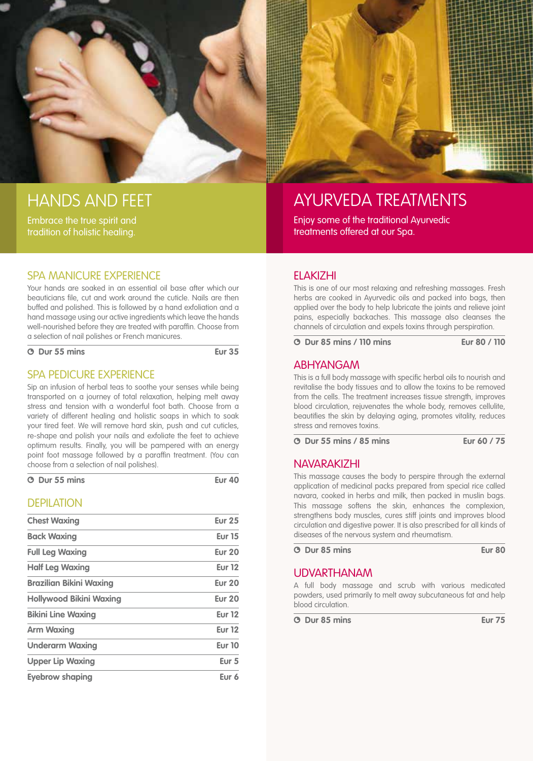# HANDS AND FEET

Embrace the true spirit and tradition of holistic healing.

## SPA MANICURE EXPERIENCE

Your hands are soaked in an essential oil base after which our beauticians file, cut and work around the cuticle. Nails are then buffed and polished. This is followed by a hand exfoliation and a hand massage using our active ingredients which leave the hands well-nourished before they are treated with paraffin. Choose from a selection of nail polishes or French manicures.

**Dur 55 mins** | **Eur 35**

## SPA PEDICURE EXPERIENCE

Sip an infusion of herbal teas to soothe your senses while being transported on a journey of total relaxation, helping melt away stress and tension with a wonderful foot bath. Choose from a variety of different healing and holistic soaps in which to soak your tired feet. We will remove hard skin, push and cut cuticles, re-shape and polish your nails and exfoliate the feet to achieve optimum results. Finally, you will be pampered with an energy point foot massage followed by a paraffin treatment. (You can choose from a selection of nail polishes).

**Dur 55 mins** | **Eur 40**

## DEPILATION

| Treatment | Price |
|---|---|
| Chest Waxing | Eur 25 |
| Back Waxing | Eur 15 |
| Full Leg Waxing | Eur 20 |
| Half Leg Waxing | Eur 12 |
| Brazilian Bikini Waxing | Eur 20 |
| Hollywood Bikini Waxing | Eur 20 |
| Bikini Line Waxing | Eur 12 |
| Arm Waxing | Eur 12 |
| Underarm Waxing | Eur 10 |
| Upper Lip Waxing | Eur 5 |
| Eyebrow shaping | Eur 6 |

# AYURVEDA TREATMENTS

Enjoy some of the traditional Ayurvedic treatments offered at our Spa.

## ELAKIZHI

This is one of our most relaxing and refreshing massages. Fresh herbs are cooked in Ayurvedic oils and packed into bags, then applied over the body to help lubricate the joints and relieve joint pains, especially backaches. This massage also cleanses the channels of circulation and expels toxins through perspiration.

**Dur 85 mins / 110 mins** | **Eur 80 / 110**

## ABHYANGAM

This is a full body massage with specific herbal oils to nourish and revitalise the body tissues and to allow the toxins to be removed from the cells. The treatment increases tissue strength, improves blood circulation, rejuvenates the whole body, removes cellulite, beautifies the skin by delaying aging, promotes vitality, reduces stress and removes toxins.

**Dur 55 mins / 85 mins** | **Eur 60 / 75**

## NAVARAKIZHI

This massage causes the body to perspire through the external application of medicinal packs prepared from special rice called navara, cooked in herbs and milk, then packed in muslin bags. This massage softens the skin, enhances the complexion, strengthens body muscles, cures stiff joints and improves blood circulation and digestive power. It is also prescribed for all kinds of diseases of the nervous system and rheumatism.

**Dur 85 mins** | **Eur 80**

## UDVARTHANAM

A full body massage and scrub with various medicated powders, used primarily to melt away subcutaneous fat and help blood circulation.

**Dur 85 mins** | **Eur 75**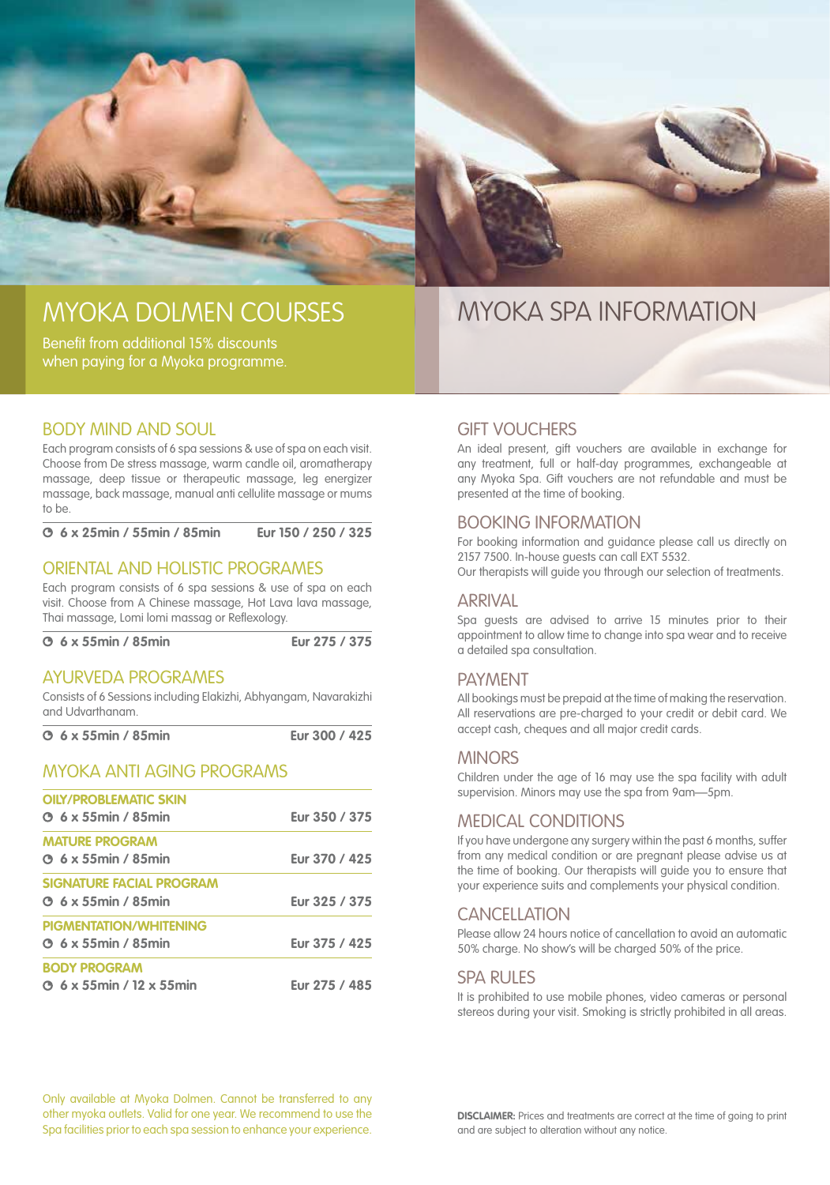# MYOKA DOLMEN COURSES

Benefit from additional 15% discounts when paying for a Myoka programme.

## BODY MIND AND SOUL

Each program consists of 6 spa sessions & use of spa on each visit. Choose from De stress massage, warm candle oil, aromatherapy massage, deep tissue or therapeutic massage, leg energizer massage, back massage, manual anti cellulite massage or mums to be.

**6 x 25min / 55min / 85min** — **Eur 150 / 250 / 325**

## ORIENTAL AND HOLISTIC PROGRAMES

Each program consists of 6 spa sessions & use of spa on each visit. Choose from A Chinese massage, Hot Lava lava massage, Thai massage, Lomi lomi massag or Reflexology.

**6 x 55min / 85min** — **Eur 275 / 375**

## AYURVEDA PROGRAMES

Consists of 6 Sessions including Elakizhi, Abhyangam, Navarakizhi and Udvarthanam.

**6 x 55min / 85min** — **Eur 300 / 425**

## MYOKA ANTI AGING PROGRAMS

| | | |
|---|---|---|
| **OILY/PROBLEMATIC SKIN** | 6 x 55min / 85min | Eur 350 / 375 |
| **MATURE PROGRAM** | 6 x 55min / 85min | Eur 370 / 425 |
| **SIGNATURE FACIAL PROGRAM** | 6 x 55min / 85min | Eur 325 / 375 |
| **PIGMENTATION/WHITENING** | 6 x 55min / 85min | Eur 375 / 425 |
| **BODY PROGRAM** | 6 x 55min / 12 x 55min | Eur 275 / 485 |

Only available at Myoka Dolmen. Cannot be transferred to any other myoka outlets. Valid for one year. We recommend to use the Spa facilities prior to each spa session to enhance your experience.

# MYOKA SPA INFORMATION

## GIFT VOUCHERS

An ideal present, gift vouchers are available in exchange for any treatment, full or half-day programmes, exchangeable at any Myoka Spa. Gift vouchers are not refundable and must be presented at the time of booking.

## BOOKING INFORMATION

For booking information and guidance please call us directly on 2157 7500. In-house guests can call EXT 5532.
Our therapists will guide you through our selection of treatments.

## ARRIVAL

Spa guests are advised to arrive 15 minutes prior to their appointment to allow time to change into spa wear and to receive a detailed spa consultation.

## PAYMENT

All bookings must be prepaid at the time of making the reservation. All reservations are pre-charged to your credit or debit card. We accept cash, cheques and all major credit cards.

## MINORS

Children under the age of 16 may use the spa facility with adult supervision. Minors may use the spa from 9am—5pm.

## MEDICAL CONDITIONS

If you have undergone any surgery within the past 6 months, suffer from any medical condition or are pregnant please advise us at the time of booking. Our therapists will guide you to ensure that your experience suits and complements your physical condition.

## CANCELLATION

Please allow 24 hours notice of cancellation to avoid an automatic 50% charge. No show's will be charged 50% of the price.

## SPA RULES

It is prohibited to use mobile phones, video cameras or personal stereos during your visit. Smoking is strictly prohibited in all areas.

**DISCLAIMER:** Prices and treatments are correct at the time of going to print and are subject to alteration without any notice.